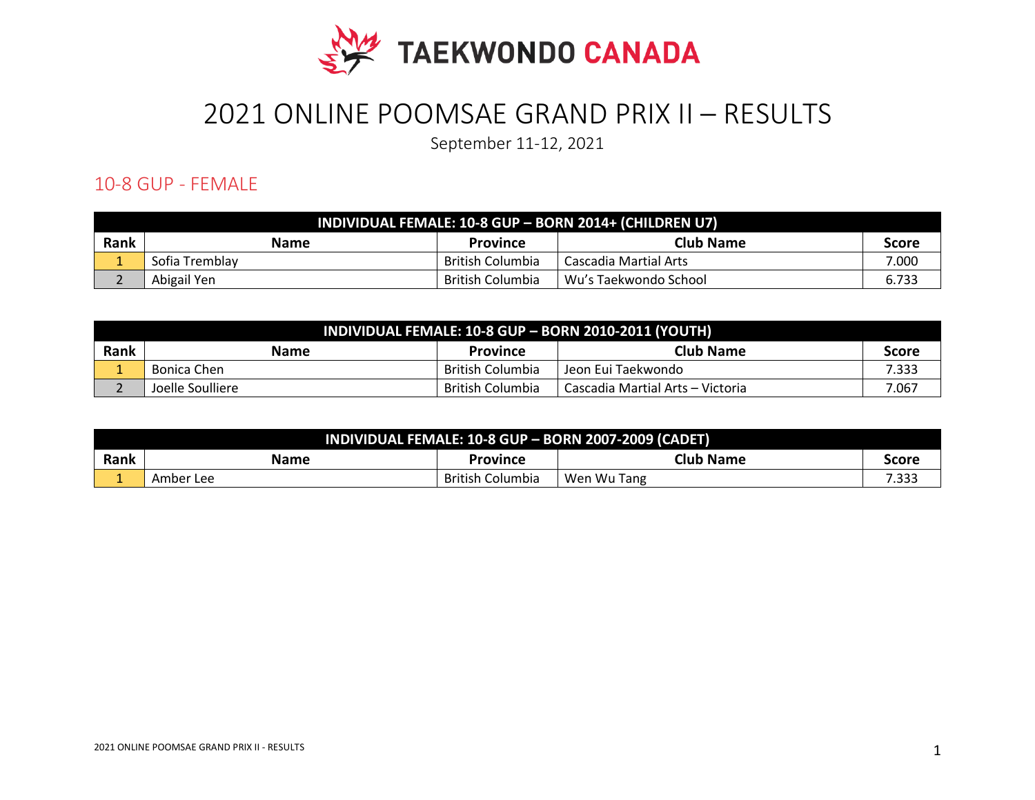TAEKWONDO CANADA

# 2021 ONLINE POOMSAE GRAND PRIX II – RESULTS

September 11-12, 2021

## 10-8 GUP - FEMALE

| INDIVIDUAL FEMALE: 10-8 GUP – BORN 2014+ (CHILDREN U7) | | | | |
|---|---|---|---|---|
| **Rank** | **Name** | **Province** | **Club Name** | **Score** |
| 1 | Sofia Tremblay | British Columbia | Cascadia Martial Arts | 7.000 |
| 2 | Abigail Yen | British Columbia | Wu's Taekwondo School | 6.733 |

| INDIVIDUAL FEMALE: 10-8 GUP – BORN 2010-2011 (YOUTH) | | | | |
|---|---|---|---|---|
| **Rank** | **Name** | **Province** | **Club Name** | **Score** |
| 1 | Bonica Chen | British Columbia | Jeon Eui Taekwondo | 7.333 |
| 2 | Joelle Soulliere | British Columbia | Cascadia Martial Arts – Victoria | 7.067 |

| INDIVIDUAL FEMALE: 10-8 GUP – BORN 2007-2009 (CADET) | | | | |
|---|---|---|---|---|
| **Rank** | **Name** | **Province** | **Club Name** | **Score** |
| 1 | Amber Lee | British Columbia | Wen Wu Tang | 7.333 |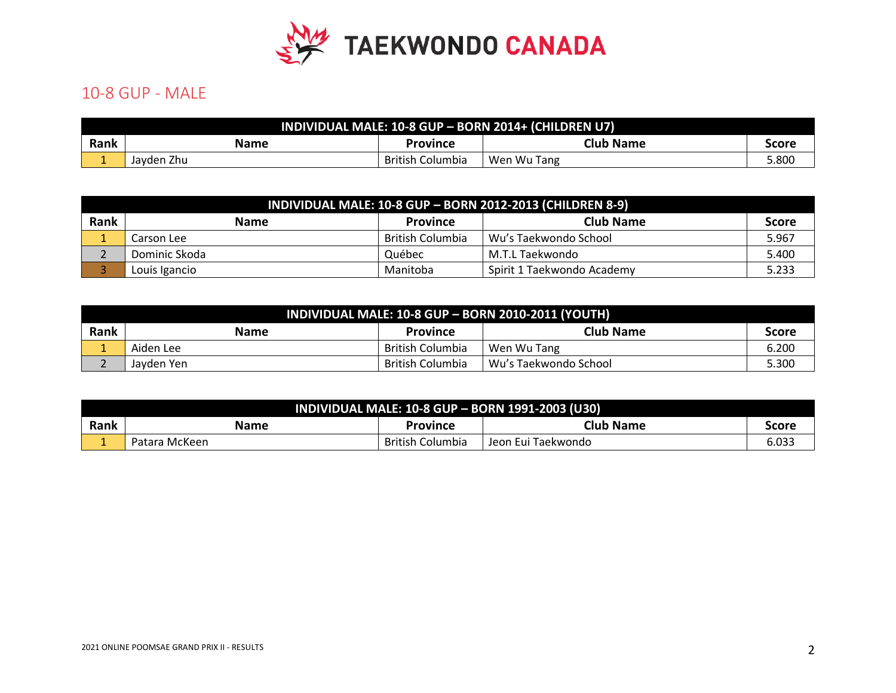## 10-8 GUP - MALE

| INDIVIDUAL MALE: 10-8 GUP – BORN 2014+ (CHILDREN U7) | | | | |
|---|---|---|---|---|
| **Rank** | **Name** | **Province** | **Club Name** | **Score** |
| 1 | Jayden Zhu | British Columbia | Wen Wu Tang | 5.800 |

| INDIVIDUAL MALE: 10-8 GUP – BORN 2012-2013 (CHILDREN 8-9) | | | | |
|---|---|---|---|---|
| **Rank** | **Name** | **Province** | **Club Name** | **Score** |
| 1 | Carson Lee | British Columbia | Wu's Taekwondo School | 5.967 |
| 2 | Dominic Skoda | Québec | M.T.L Taekwondo | 5.400 |
| 3 | Louis Igancio | Manitoba | Spirit 1 Taekwondo Academy | 5.233 |

| INDIVIDUAL MALE: 10-8 GUP – BORN 2010-2011 (YOUTH) | | | | |
|---|---|---|---|---|
| **Rank** | **Name** | **Province** | **Club Name** | **Score** |
| 1 | Aiden Lee | British Columbia | Wen Wu Tang | 6.200 |
| 2 | Jayden Yen | British Columbia | Wu's Taekwondo School | 5.300 |

| INDIVIDUAL MALE: 10-8 GUP – BORN 1991-2003 (U30) | | | | |
|---|---|---|---|---|
| **Rank** | **Name** | **Province** | **Club Name** | **Score** |
| 1 | Patara McKeen | British Columbia | Jeon Eui Taekwondo | 6.033 |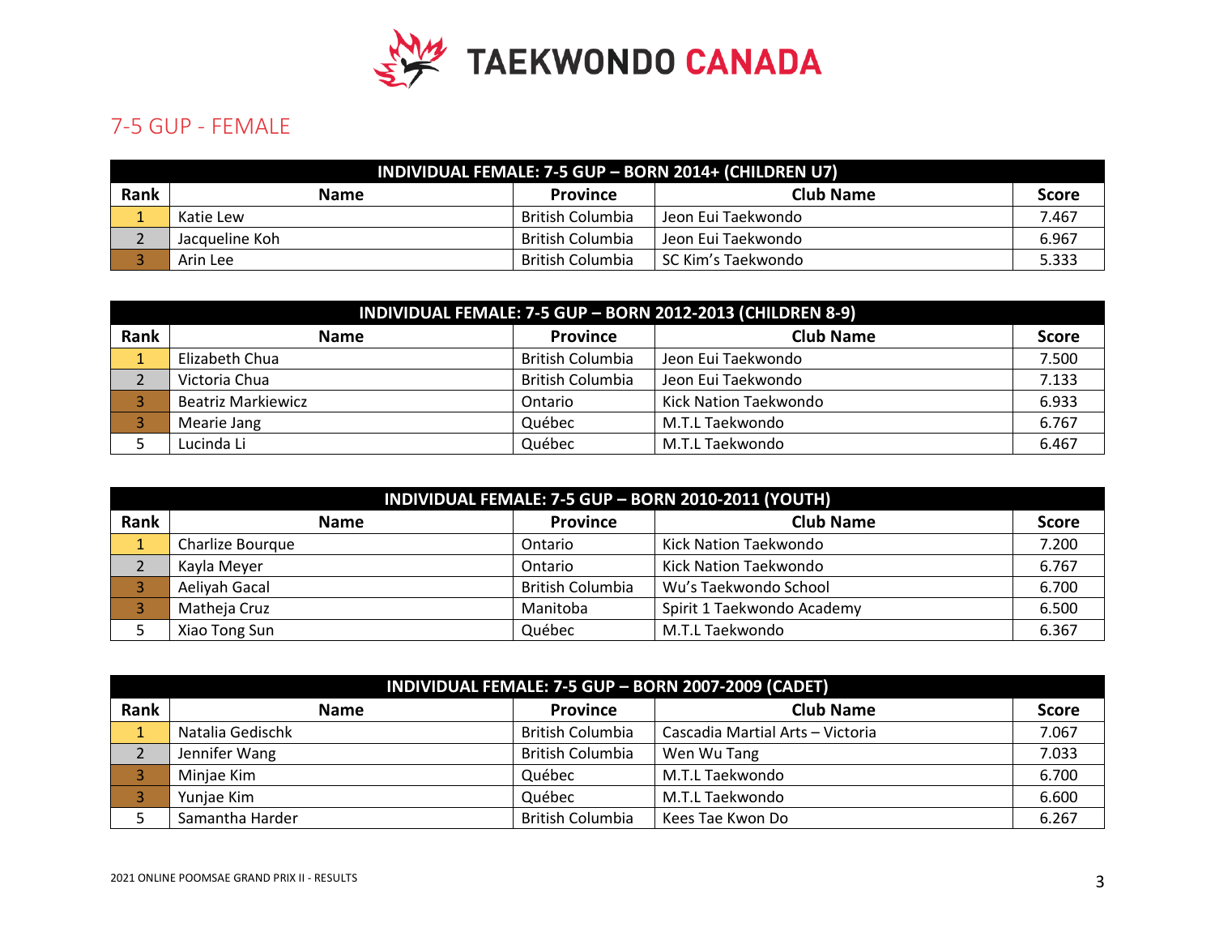# TAEKWONDO CANADA

## 7-5 GUP - FEMALE

| INDIVIDUAL FEMALE: 7-5 GUP – BORN 2014+ (CHILDREN U7) | | | | |
|---|---|---|---|---|
| **Rank** | **Name** | **Province** | **Club Name** | **Score** |
| 1 | Katie Lew | British Columbia | Jeon Eui Taekwondo | 7.467 |
| 2 | Jacqueline Koh | British Columbia | Jeon Eui Taekwondo | 6.967 |
| 3 | Arin Lee | British Columbia | SC Kim's Taekwondo | 5.333 |

| INDIVIDUAL FEMALE: 7-5 GUP – BORN 2012-2013 (CHILDREN 8-9) | | | | |
|---|---|---|---|---|
| **Rank** | **Name** | **Province** | **Club Name** | **Score** |
| 1 | Elizabeth Chua | British Columbia | Jeon Eui Taekwondo | 7.500 |
| 2 | Victoria Chua | British Columbia | Jeon Eui Taekwondo | 7.133 |
| 3 | Beatriz Markiewicz | Ontario | Kick Nation Taekwondo | 6.933 |
| 3 | Mearie Jang | Québec | M.T.L Taekwondo | 6.767 |
| 5 | Lucinda Li | Québec | M.T.L Taekwondo | 6.467 |

| INDIVIDUAL FEMALE: 7-5 GUP – BORN 2010-2011 (YOUTH) | | | | |
|---|---|---|---|---|
| **Rank** | **Name** | **Province** | **Club Name** | **Score** |
| 1 | Charlize Bourque | Ontario | Kick Nation Taekwondo | 7.200 |
| 2 | Kayla Meyer | Ontario | Kick Nation Taekwondo | 6.767 |
| 3 | Aeliyah Gacal | British Columbia | Wu's Taekwondo School | 6.700 |
| 3 | Matheja Cruz | Manitoba | Spirit 1 Taekwondo Academy | 6.500 |
| 5 | Xiao Tong Sun | Québec | M.T.L Taekwondo | 6.367 |

| INDIVIDUAL FEMALE: 7-5 GUP – BORN 2007-2009 (CADET) | | | | |
|---|---|---|---|---|
| **Rank** | **Name** | **Province** | **Club Name** | **Score** |
| 1 | Natalia Gedischk | British Columbia | Cascadia Martial Arts – Victoria | 7.067 |
| 2 | Jennifer Wang | British Columbia | Wen Wu Tang | 7.033 |
| 3 | Minjae Kim | Québec | M.T.L Taekwondo | 6.700 |
| 3 | Yunjae Kim | Québec | M.T.L Taekwondo | 6.600 |
| 5 | Samantha Harder | British Columbia | Kees Tae Kwon Do | 6.267 |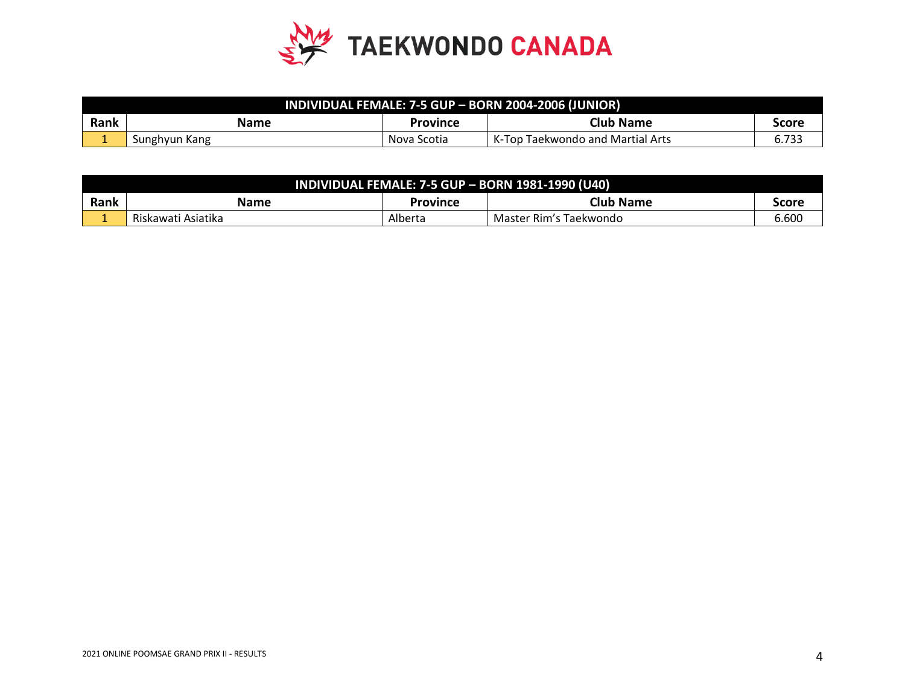| INDIVIDUAL FEMALE: 7-5 GUP – BORN 2004-2006 (JUNIOR) | | | | |
|---|---|---|---|---|
| **Rank** | **Name** | **Province** | **Club Name** | **Score** |
| 1 | Sunghyun Kang | Nova Scotia | K-Top Taekwondo and Martial Arts | 6.733 |

| INDIVIDUAL FEMALE: 7-5 GUP – BORN 1981-1990 (U40) | | | | |
|---|---|---|---|---|
| **Rank** | **Name** | **Province** | **Club Name** | **Score** |
| 1 | Riskawati Asiatika | Alberta | Master Rim's Taekwondo | 6.600 |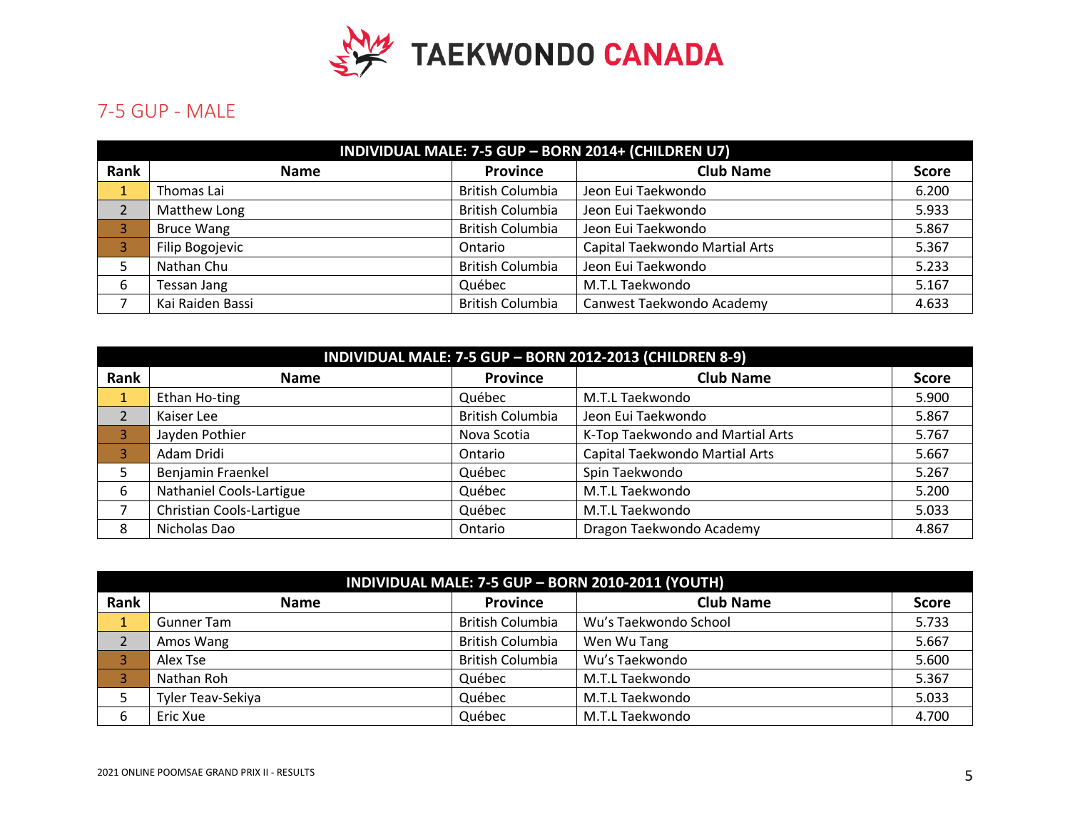## 7-5 GUP - MALE

| INDIVIDUAL MALE: 7-5 GUP – BORN 2014+ (CHILDREN U7) | | | | |
|---|---|---|---|---|
| **Rank** | **Name** | **Province** | **Club Name** | **Score** |
| 1 | Thomas Lai | British Columbia | Jeon Eui Taekwondo | 6.200 |
| 2 | Matthew Long | British Columbia | Jeon Eui Taekwondo | 5.933 |
| 3 | Bruce Wang | British Columbia | Jeon Eui Taekwondo | 5.867 |
| 3 | Filip Bogojevic | Ontario | Capital Taekwondo Martial Arts | 5.367 |
| 5 | Nathan Chu | British Columbia | Jeon Eui Taekwondo | 5.233 |
| 6 | Tessan Jang | Québec | M.T.L Taekwondo | 5.167 |
| 7 | Kai Raiden Bassi | British Columbia | Canwest Taekwondo Academy | 4.633 |

| INDIVIDUAL MALE: 7-5 GUP – BORN 2012-2013 (CHILDREN 8-9) | | | | |
|---|---|---|---|---|
| **Rank** | **Name** | **Province** | **Club Name** | **Score** |
| 1 | Ethan Ho-ting | Québec | M.T.L Taekwondo | 5.900 |
| 2 | Kaiser Lee | British Columbia | Jeon Eui Taekwondo | 5.867 |
| 3 | Jayden Pothier | Nova Scotia | K-Top Taekwondo and Martial Arts | 5.767 |
| 3 | Adam Dridi | Ontario | Capital Taekwondo Martial Arts | 5.667 |
| 5 | Benjamin Fraenkel | Québec | Spin Taekwondo | 5.267 |
| 6 | Nathaniel Cools-Lartigue | Québec | M.T.L Taekwondo | 5.200 |
| 7 | Christian Cools-Lartigue | Québec | M.T.L Taekwondo | 5.033 |
| 8 | Nicholas Dao | Ontario | Dragon Taekwondo Academy | 4.867 |

| INDIVIDUAL MALE: 7-5 GUP – BORN 2010-2011 (YOUTH) | | | | |
|---|---|---|---|---|
| **Rank** | **Name** | **Province** | **Club Name** | **Score** |
| 1 | Gunner Tam | British Columbia | Wu's Taekwondo School | 5.733 |
| 2 | Amos Wang | British Columbia | Wen Wu Tang | 5.667 |
| 3 | Alex Tse | British Columbia | Wu's Taekwondo | 5.600 |
| 3 | Nathan Roh | Québec | M.T.L Taekwondo | 5.367 |
| 5 | Tyler Teav-Sekiya | Québec | M.T.L Taekwondo | 5.033 |
| 6 | Eric Xue | Québec | M.T.L Taekwondo | 4.700 |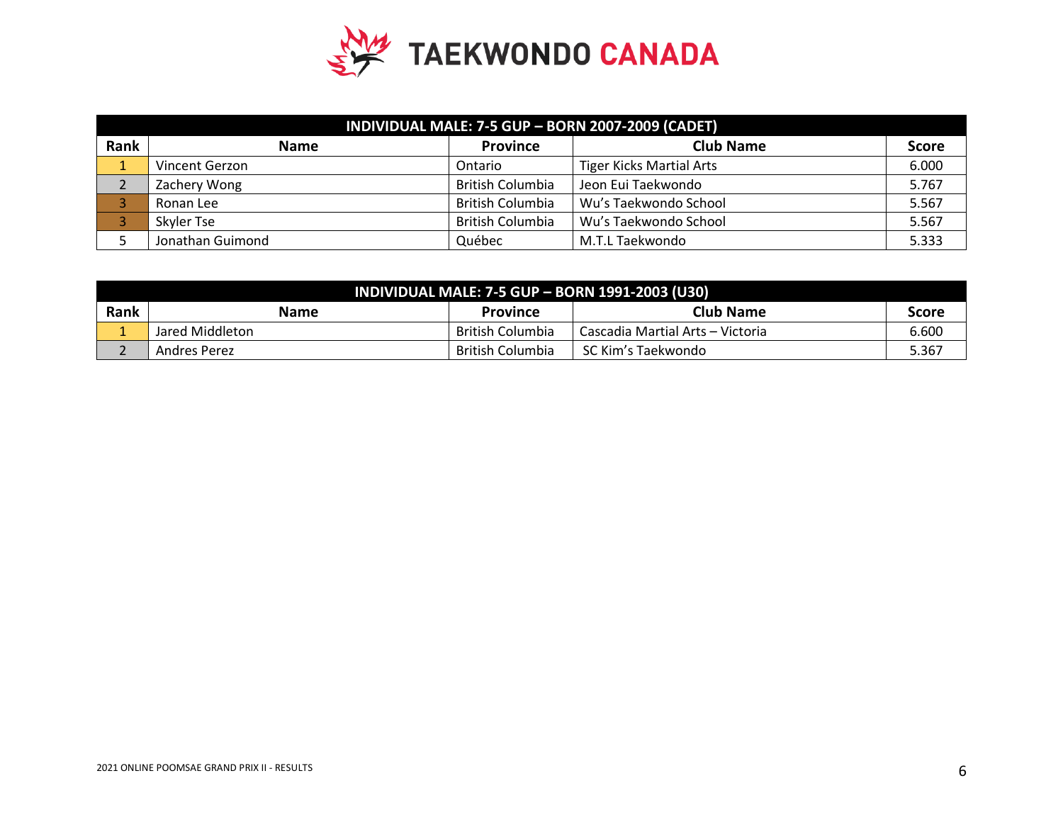## INDIVIDUAL MALE: 7-5 GUP – BORN 2007-2009 (CADET)

| Rank | Name | Province | Club Name | Score |
|---|---|---|---|---|
| 1 | Vincent Gerzon | Ontario | Tiger Kicks Martial Arts | 6.000 |
| 2 | Zachery Wong | British Columbia | Jeon Eui Taekwondo | 5.767 |
| 3 | Ronan Lee | British Columbia | Wu's Taekwondo School | 5.567 |
| 3 | Skyler Tse | British Columbia | Wu's Taekwondo School | 5.567 |
| 5 | Jonathan Guimond | Québec | M.T.L Taekwondo | 5.333 |

## INDIVIDUAL MALE: 7-5 GUP – BORN 1991-2003 (U30)

| Rank | Name | Province | Club Name | Score |
|---|---|---|---|---|
| 1 | Jared Middleton | British Columbia | Cascadia Martial Arts – Victoria | 6.600 |
| 2 | Andres Perez | British Columbia | SC Kim's Taekwondo | 5.367 |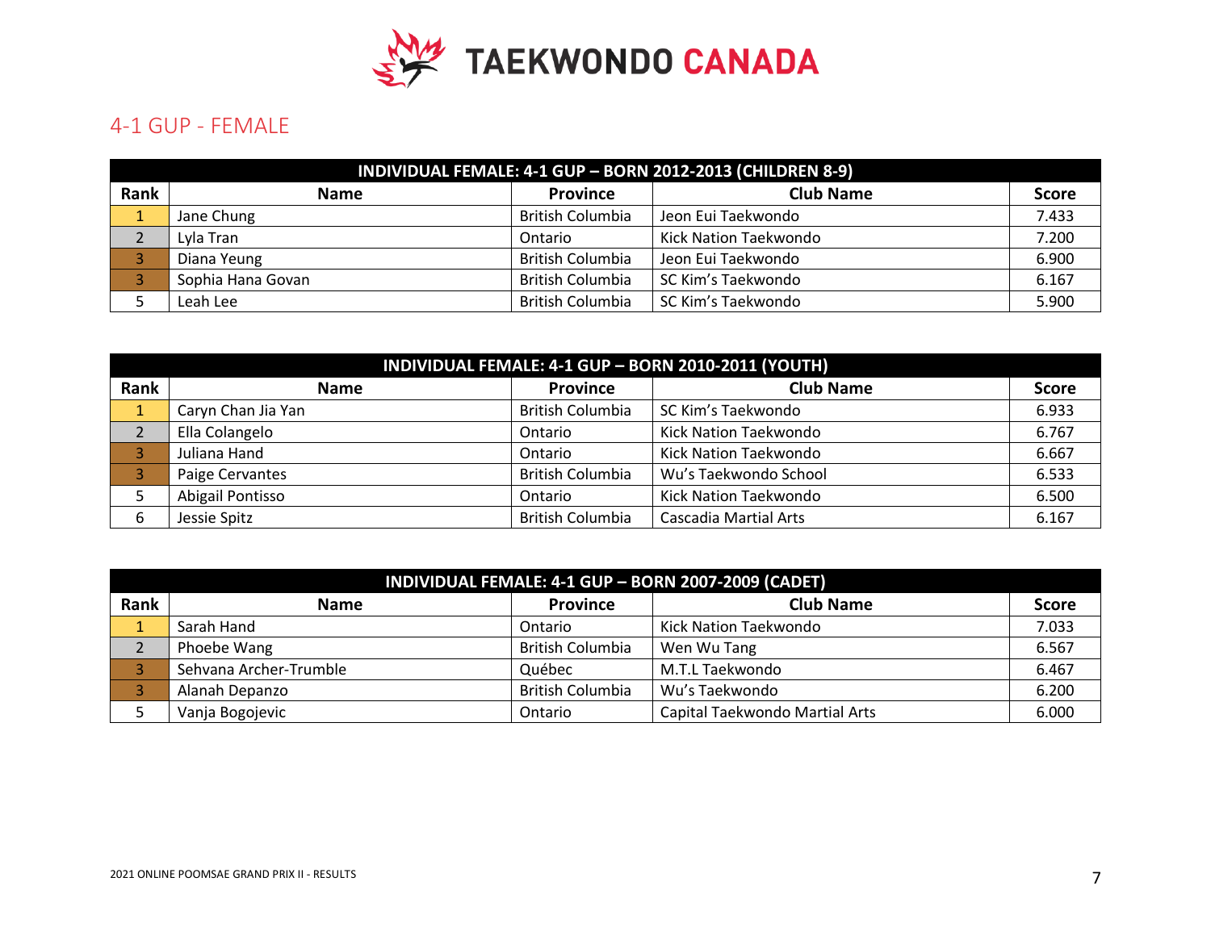## 4-1 GUP - FEMALE

| INDIVIDUAL FEMALE: 4-1 GUP – BORN 2012-2013 (CHILDREN 8-9) | | | | |
|---|---|---|---|---|
| **Rank** | **Name** | **Province** | **Club Name** | **Score** |
| 1 | Jane Chung | British Columbia | Jeon Eui Taekwondo | 7.433 |
| 2 | Lyla Tran | Ontario | Kick Nation Taekwondo | 7.200 |
| 3 | Diana Yeung | British Columbia | Jeon Eui Taekwondo | 6.900 |
| 3 | Sophia Hana Govan | British Columbia | SC Kim's Taekwondo | 6.167 |
| 5 | Leah Lee | British Columbia | SC Kim's Taekwondo | 5.900 |

| INDIVIDUAL FEMALE: 4-1 GUP – BORN 2010-2011 (YOUTH) | | | | |
|---|---|---|---|---|
| **Rank** | **Name** | **Province** | **Club Name** | **Score** |
| 1 | Caryn Chan Jia Yan | British Columbia | SC Kim's Taekwondo | 6.933 |
| 2 | Ella Colangelo | Ontario | Kick Nation Taekwondo | 6.767 |
| 3 | Juliana Hand | Ontario | Kick Nation Taekwondo | 6.667 |
| 3 | Paige Cervantes | British Columbia | Wu's Taekwondo School | 6.533 |
| 5 | Abigail Pontisso | Ontario | Kick Nation Taekwondo | 6.500 |
| 6 | Jessie Spitz | British Columbia | Cascadia Martial Arts | 6.167 |

| INDIVIDUAL FEMALE: 4-1 GUP – BORN 2007-2009 (CADET) | | | | |
|---|---|---|---|---|
| **Rank** | **Name** | **Province** | **Club Name** | **Score** |
| 1 | Sarah Hand | Ontario | Kick Nation Taekwondo | 7.033 |
| 2 | Phoebe Wang | British Columbia | Wen Wu Tang | 6.567 |
| 3 | Sehvana Archer-Trumble | Québec | M.T.L Taekwondo | 6.467 |
| 3 | Alanah Depanzo | British Columbia | Wu's Taekwondo | 6.200 |
| 5 | Vanja Bogojevic | Ontario | Capital Taekwondo Martial Arts | 6.000 |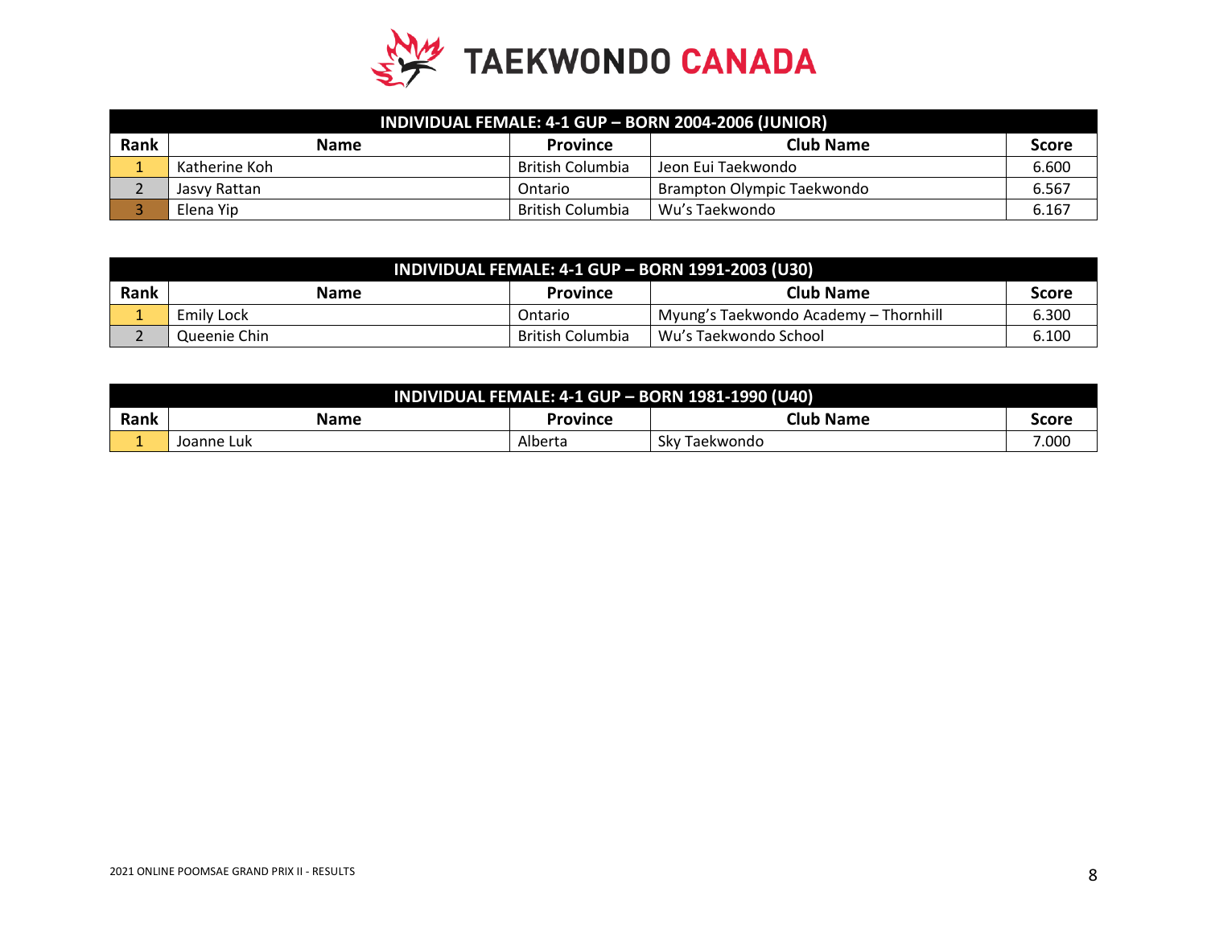## TAEKWONDO CANADA

| INDIVIDUAL FEMALE: 4-1 GUP – BORN 2004-2006 (JUNIOR) | | | | |
|---|---|---|---|---|
| **Rank** | **Name** | **Province** | **Club Name** | **Score** |
| 1 | Katherine Koh | British Columbia | Jeon Eui Taekwondo | 6.600 |
| 2 | Jasvy Rattan | Ontario | Brampton Olympic Taekwondo | 6.567 |
| 3 | Elena Yip | British Columbia | Wu's Taekwondo | 6.167 |

| INDIVIDUAL FEMALE: 4-1 GUP – BORN 1991-2003 (U30) | | | | |
|---|---|---|---|---|
| **Rank** | **Name** | **Province** | **Club Name** | **Score** |
| 1 | Emily Lock | Ontario | Myung's Taekwondo Academy – Thornhill | 6.300 |
| 2 | Queenie Chin | British Columbia | Wu's Taekwondo School | 6.100 |

| INDIVIDUAL FEMALE: 4-1 GUP – BORN 1981-1990 (U40) | | | | |
|---|---|---|---|---|
| **Rank** | **Name** | **Province** | **Club Name** | **Score** |
| 1 | Joanne Luk | Alberta | Sky Taekwondo | 7.000 |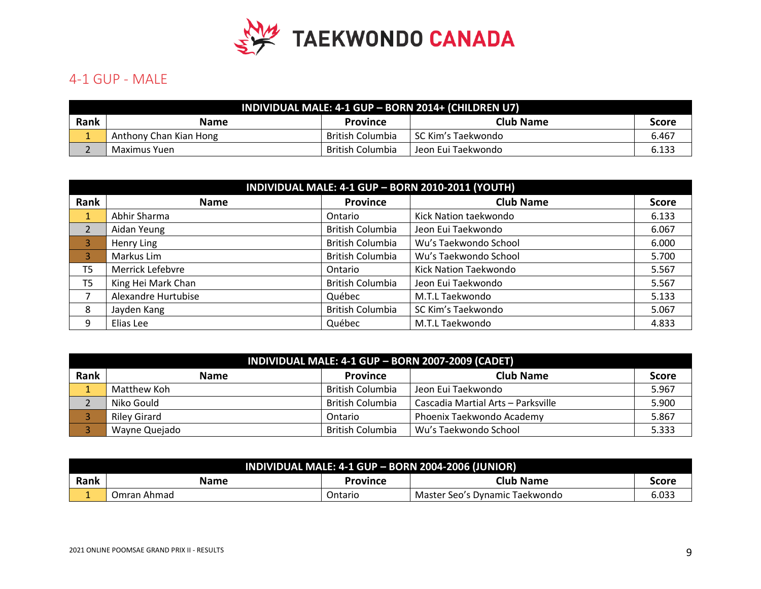# TAEKWONDO CANADA

## 4-1 GUP - MALE

| INDIVIDUAL MALE: 4-1 GUP – BORN 2014+ (CHILDREN U7) | | | | |
|---|---|---|---|---|
| **Rank** | **Name** | **Province** | **Club Name** | **Score** |
| 1 | Anthony Chan Kian Hong | British Columbia | SC Kim's Taekwondo | 6.467 |
| 2 | Maximus Yuen | British Columbia | Jeon Eui Taekwondo | 6.133 |

| INDIVIDUAL MALE: 4-1 GUP – BORN 2010-2011 (YOUTH) | | | | |
|---|---|---|---|---|
| **Rank** | **Name** | **Province** | **Club Name** | **Score** |
| 1 | Abhir Sharma | Ontario | Kick Nation taekwondo | 6.133 |
| 2 | Aidan Yeung | British Columbia | Jeon Eui Taekwondo | 6.067 |
| 3 | Henry Ling | British Columbia | Wu's Taekwondo School | 6.000 |
| 3 | Markus Lim | British Columbia | Wu's Taekwondo School | 5.700 |
| T5 | Merrick Lefebvre | Ontario | Kick Nation Taekwondo | 5.567 |
| T5 | King Hei Mark Chan | British Columbia | Jeon Eui Taekwondo | 5.567 |
| 7 | Alexandre Hurtubise | Québec | M.T.L Taekwondo | 5.133 |
| 8 | Jayden Kang | British Columbia | SC Kim's Taekwondo | 5.067 |
| 9 | Elias Lee | Québec | M.T.L Taekwondo | 4.833 |

| INDIVIDUAL MALE: 4-1 GUP – BORN 2007-2009 (CADET) | | | | |
|---|---|---|---|---|
| **Rank** | **Name** | **Province** | **Club Name** | **Score** |
| 1 | Matthew Koh | British Columbia | Jeon Eui Taekwondo | 5.967 |
| 2 | Niko Gould | British Columbia | Cascadia Martial Arts – Parksville | 5.900 |
| 3 | Riley Girard | Ontario | Phoenix Taekwondo Academy | 5.867 |
| 3 | Wayne Quejado | British Columbia | Wu's Taekwondo School | 5.333 |

| INDIVIDUAL MALE: 4-1 GUP – BORN 2004-2006 (JUNIOR) | | | | |
|---|---|---|---|---|
| **Rank** | **Name** | **Province** | **Club Name** | **Score** |
| 1 | Omran Ahmad | Ontario | Master Seo's Dynamic Taekwondo | 6.033 |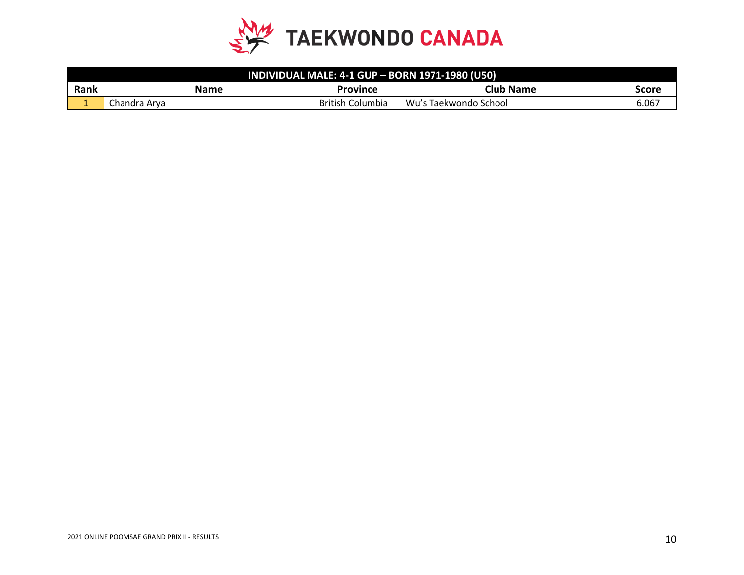| INDIVIDUAL MALE: 4-1 GUP – BORN 1971-1980 (U50) | | | | |
|---|---|---|---|---|
| **Rank** | **Name** | **Province** | **Club Name** | **Score** |
| 1 | Chandra Arya | British Columbia | Wu's Taekwondo School | 6.067 |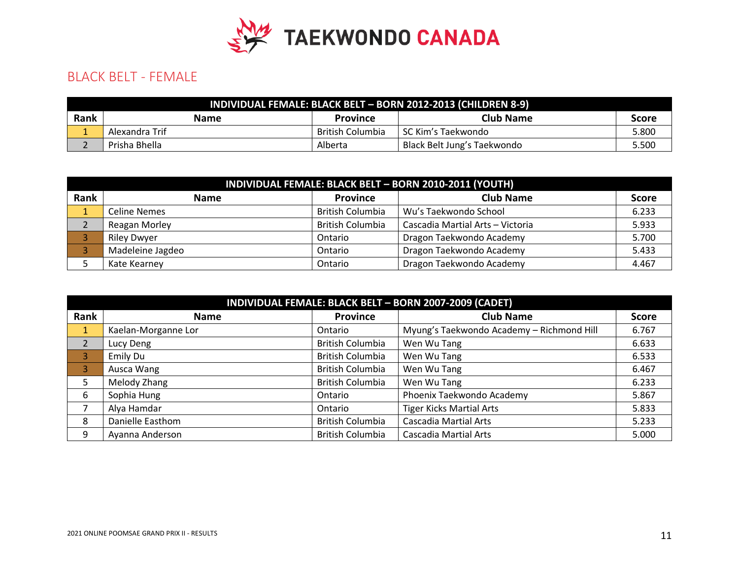# TAEKWONDO CANADA

## BLACK BELT - FEMALE

| INDIVIDUAL FEMALE: BLACK BELT – BORN 2012-2013 (CHILDREN 8-9) | | | | |
|---|---|---|---|---|
| **Rank** | **Name** | **Province** | **Club Name** | **Score** |
| 1 | Alexandra Trif | British Columbia | SC Kim's Taekwondo | 5.800 |
| 2 | Prisha Bhella | Alberta | Black Belt Jung's Taekwondo | 5.500 |

| INDIVIDUAL FEMALE: BLACK BELT – BORN 2010-2011 (YOUTH) | | | | |
|---|---|---|---|---|
| **Rank** | **Name** | **Province** | **Club Name** | **Score** |
| 1 | Celine Nemes | British Columbia | Wu's Taekwondo School | 6.233 |
| 2 | Reagan Morley | British Columbia | Cascadia Martial Arts – Victoria | 5.933 |
| 3 | Riley Dwyer | Ontario | Dragon Taekwondo Academy | 5.700 |
| 3 | Madeleine Jagdeo | Ontario | Dragon Taekwondo Academy | 5.433 |
| 5 | Kate Kearney | Ontario | Dragon Taekwondo Academy | 4.467 |

| INDIVIDUAL FEMALE: BLACK BELT – BORN 2007-2009 (CADET) | | | | |
|---|---|---|---|---|
| **Rank** | **Name** | **Province** | **Club Name** | **Score** |
| 1 | Kaelan-Morganne Lor | Ontario | Myung's Taekwondo Academy – Richmond Hill | 6.767 |
| 2 | Lucy Deng | British Columbia | Wen Wu Tang | 6.633 |
| 3 | Emily Du | British Columbia | Wen Wu Tang | 6.533 |
| 3 | Ausca Wang | British Columbia | Wen Wu Tang | 6.467 |
| 5 | Melody Zhang | British Columbia | Wen Wu Tang | 6.233 |
| 6 | Sophia Hung | Ontario | Phoenix Taekwondo Academy | 5.867 |
| 7 | Alya Hamdar | Ontario | Tiger Kicks Martial Arts | 5.833 |
| 8 | Danielle Easthom | British Columbia | Cascadia Martial Arts | 5.233 |
| 9 | Ayanna Anderson | British Columbia | Cascadia Martial Arts | 5.000 |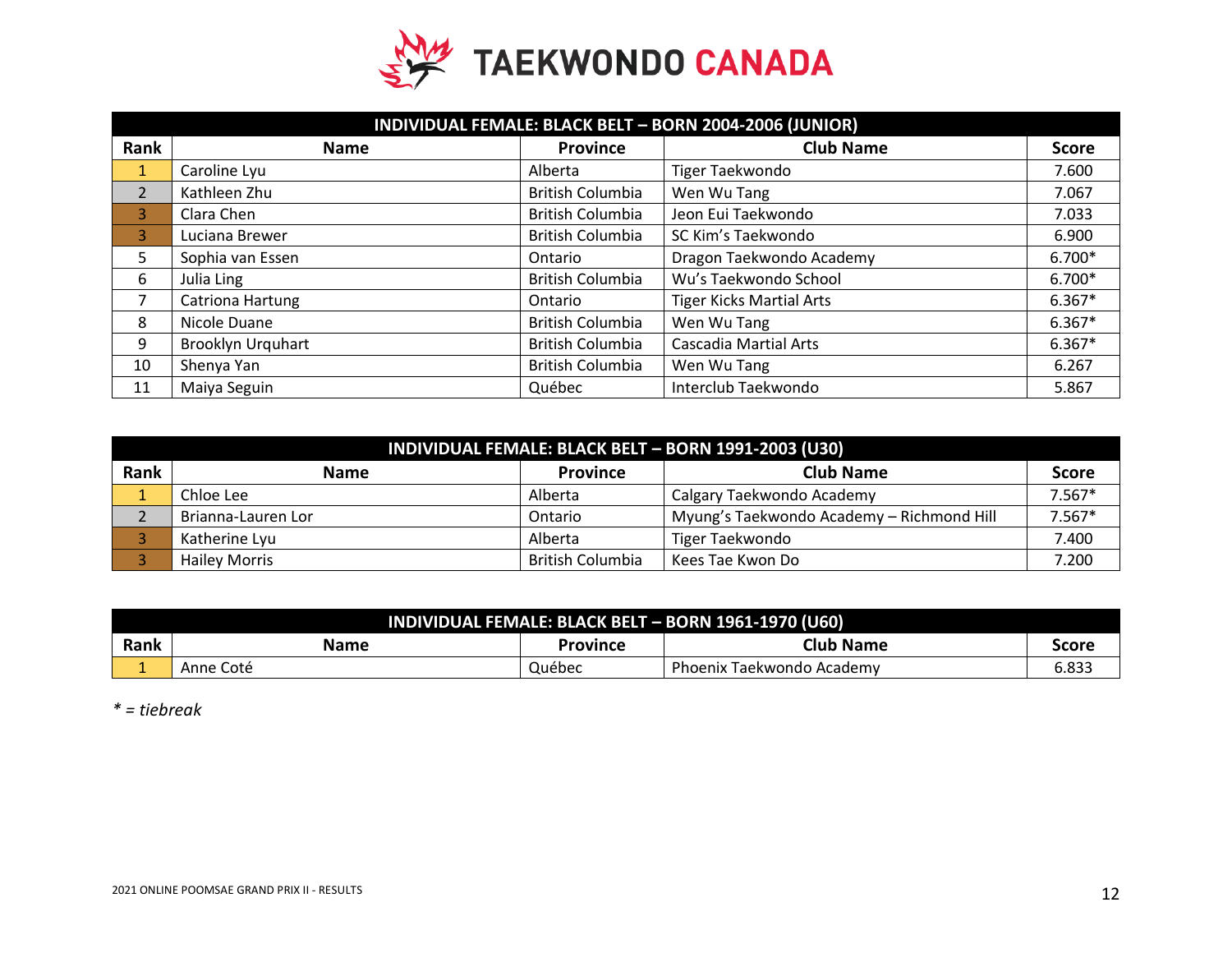# TAEKWONDO CANADA

| INDIVIDUAL FEMALE: BLACK BELT – BORN 2004-2006 (JUNIOR) | | | | |
|---|---|---|---|---|
| **Rank** | **Name** | **Province** | **Club Name** | **Score** |
| 1 | Caroline Lyu | Alberta | Tiger Taekwondo | 7.600 |
| 2 | Kathleen Zhu | British Columbia | Wen Wu Tang | 7.067 |
| 3 | Clara Chen | British Columbia | Jeon Eui Taekwondo | 7.033 |
| 3 | Luciana Brewer | British Columbia | SC Kim's Taekwondo | 6.900 |
| 5 | Sophia van Essen | Ontario | Dragon Taekwondo Academy | 6.700* |
| 6 | Julia Ling | British Columbia | Wu's Taekwondo School | 6.700* |
| 7 | Catriona Hartung | Ontario | Tiger Kicks Martial Arts | 6.367* |
| 8 | Nicole Duane | British Columbia | Wen Wu Tang | 6.367* |
| 9 | Brooklyn Urquhart | British Columbia | Cascadia Martial Arts | 6.367* |
| 10 | Shenya Yan | British Columbia | Wen Wu Tang | 6.267 |
| 11 | Maiya Seguin | Québec | Interclub Taekwondo | 5.867 |

| INDIVIDUAL FEMALE: BLACK BELT – BORN 1991-2003 (U30) | | | | |
|---|---|---|---|---|
| **Rank** | **Name** | **Province** | **Club Name** | **Score** |
| 1 | Chloe Lee | Alberta | Calgary Taekwondo Academy | 7.567* |
| 2 | Brianna-Lauren Lor | Ontario | Myung's Taekwondo Academy – Richmond Hill | 7.567* |
| 3 | Katherine Lyu | Alberta | Tiger Taekwondo | 7.400 |
| 3 | Hailey Morris | British Columbia | Kees Tae Kwon Do | 7.200 |

| INDIVIDUAL FEMALE: BLACK BELT – BORN 1961-1970 (U60) | | | | |
|---|---|---|---|---|
| **Rank** | **Name** | **Province** | **Club Name** | **Score** |
| 1 | Anne Coté | Québec | Phoenix Taekwondo Academy | 6.833 |

*\* = tiebreak*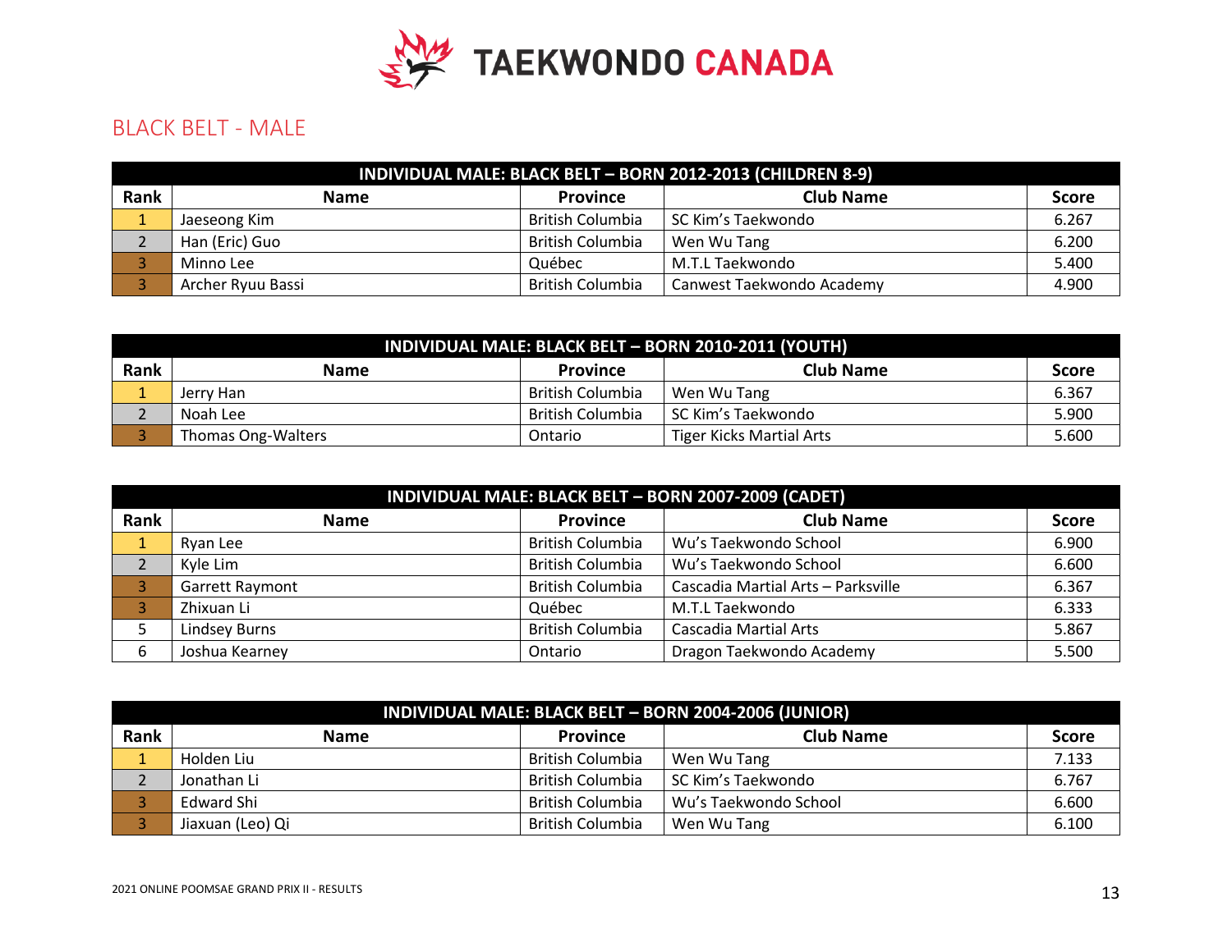# TAEKWONDO CANADA

## BLACK BELT - MALE

| INDIVIDUAL MALE: BLACK BELT – BORN 2012-2013 (CHILDREN 8-9) | | | | |
|---|---|---|---|---|
| Rank | Name | Province | Club Name | Score |
| 1 | Jaeseong Kim | British Columbia | SC Kim's Taekwondo | 6.267 |
| 2 | Han (Eric) Guo | British Columbia | Wen Wu Tang | 6.200 |
| 3 | Minno Lee | Québec | M.T.L Taekwondo | 5.400 |
| 3 | Archer Ryuu Bassi | British Columbia | Canwest Taekwondo Academy | 4.900 |

| INDIVIDUAL MALE: BLACK BELT – BORN 2010-2011 (YOUTH) | | | | |
|---|---|---|---|---|
| Rank | Name | Province | Club Name | Score |
| 1 | Jerry Han | British Columbia | Wen Wu Tang | 6.367 |
| 2 | Noah Lee | British Columbia | SC Kim's Taekwondo | 5.900 |
| 3 | Thomas Ong-Walters | Ontario | Tiger Kicks Martial Arts | 5.600 |

| INDIVIDUAL MALE: BLACK BELT – BORN 2007-2009 (CADET) | | | | |
|---|---|---|---|---|
| Rank | Name | Province | Club Name | Score |
| 1 | Ryan Lee | British Columbia | Wu's Taekwondo School | 6.900 |
| 2 | Kyle Lim | British Columbia | Wu's Taekwondo School | 6.600 |
| 3 | Garrett Raymont | British Columbia | Cascadia Martial Arts – Parksville | 6.367 |
| 3 | Zhixuan Li | Québec | M.T.L Taekwondo | 6.333 |
| 5 | Lindsey Burns | British Columbia | Cascadia Martial Arts | 5.867 |
| 6 | Joshua Kearney | Ontario | Dragon Taekwondo Academy | 5.500 |

| INDIVIDUAL MALE: BLACK BELT – BORN 2004-2006 (JUNIOR) | | | | |
|---|---|---|---|---|
| Rank | Name | Province | Club Name | Score |
| 1 | Holden Liu | British Columbia | Wen Wu Tang | 7.133 |
| 2 | Jonathan Li | British Columbia | SC Kim's Taekwondo | 6.767 |
| 3 | Edward Shi | British Columbia | Wu's Taekwondo School | 6.600 |
| 3 | Jiaxuan (Leo) Qi | British Columbia | Wen Wu Tang | 6.100 |

2021 ONLINE POOMSAE GRAND PRIX II - RESULTS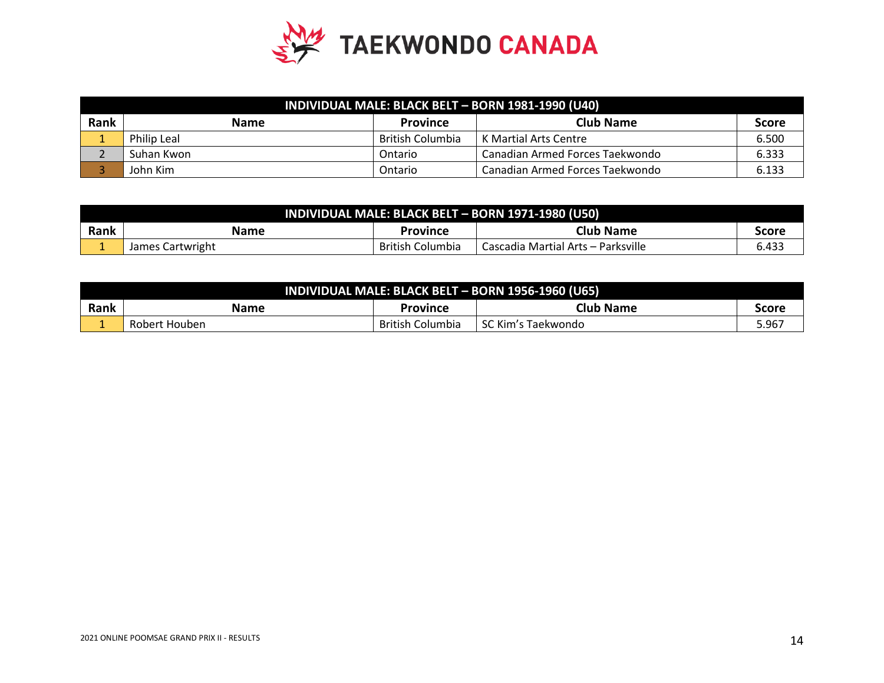| INDIVIDUAL MALE: BLACK BELT – BORN 1981-1990 (U40) | | | | |
|---|---|---|---|---|
| **Rank** | **Name** | **Province** | **Club Name** | **Score** |
| 1 | Philip Leal | British Columbia | K Martial Arts Centre | 6.500 |
| 2 | Suhan Kwon | Ontario | Canadian Armed Forces Taekwondo | 6.333 |
| 3 | John Kim | Ontario | Canadian Armed Forces Taekwondo | 6.133 |

| INDIVIDUAL MALE: BLACK BELT – BORN 1971-1980 (U50) | | | | |
|---|---|---|---|---|
| **Rank** | **Name** | **Province** | **Club Name** | **Score** |
| 1 | James Cartwright | British Columbia | Cascadia Martial Arts – Parksville | 6.433 |

| INDIVIDUAL MALE: BLACK BELT – BORN 1956-1960 (U65) | | | | |
|---|---|---|---|---|
| **Rank** | **Name** | **Province** | **Club Name** | **Score** |
| 1 | Robert Houben | British Columbia | SC Kim's Taekwondo | 5.967 |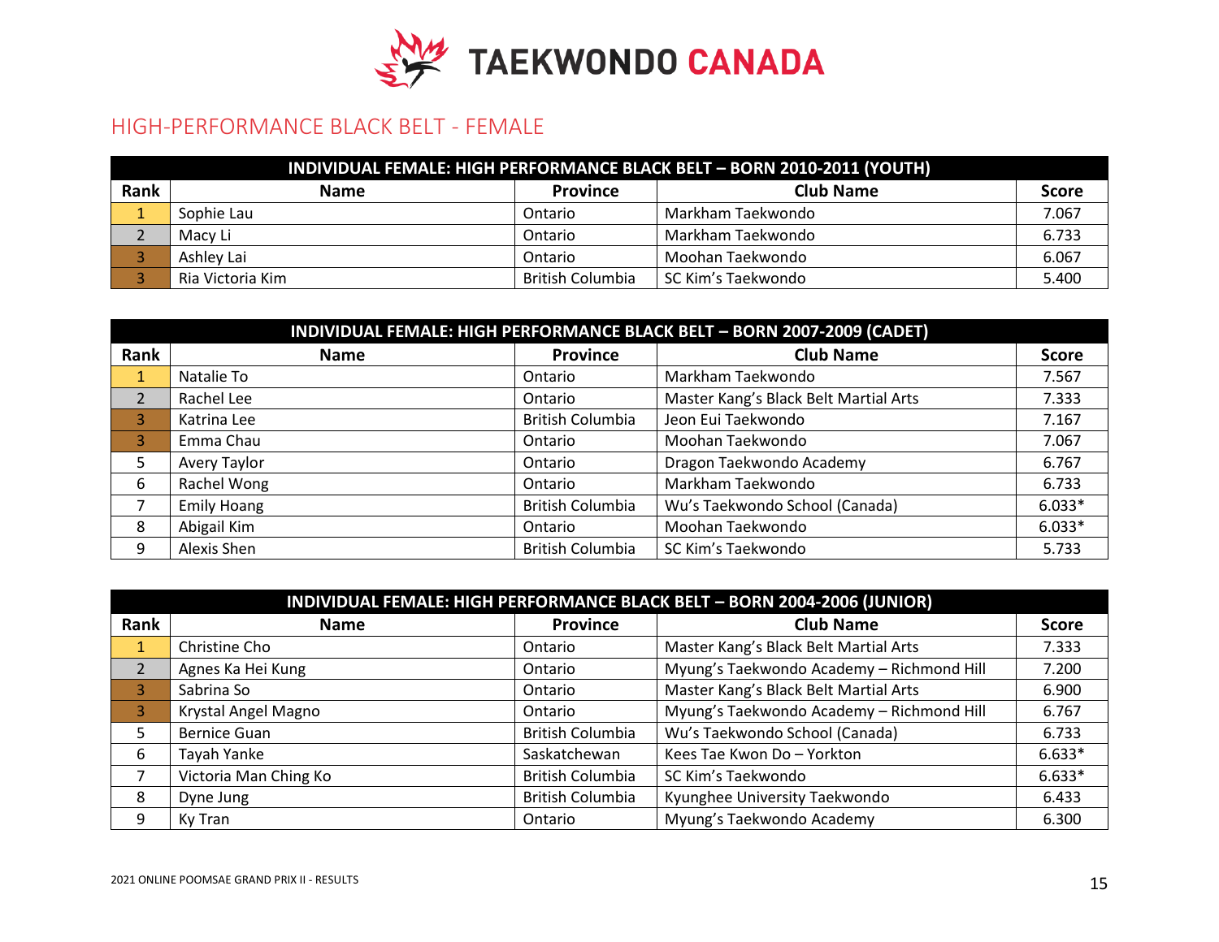# TAEKWONDO CANADA

## HIGH-PERFORMANCE BLACK BELT - FEMALE

| INDIVIDUAL FEMALE: HIGH PERFORMANCE BLACK BELT – BORN 2010-2011 (YOUTH) | | | | |
|---|---|---|---|---|
| **Rank** | **Name** | **Province** | **Club Name** | **Score** |
| 1 | Sophie Lau | Ontario | Markham Taekwondo | 7.067 |
| 2 | Macy Li | Ontario | Markham Taekwondo | 6.733 |
| 3 | Ashley Lai | Ontario | Moohan Taekwondo | 6.067 |
| 3 | Ria Victoria Kim | British Columbia | SC Kim's Taekwondo | 5.400 |

| INDIVIDUAL FEMALE: HIGH PERFORMANCE BLACK BELT – BORN 2007-2009 (CADET) | | | | |
|---|---|---|---|---|
| **Rank** | **Name** | **Province** | **Club Name** | **Score** |
| 1 | Natalie To | Ontario | Markham Taekwondo | 7.567 |
| 2 | Rachel Lee | Ontario | Master Kang's Black Belt Martial Arts | 7.333 |
| 3 | Katrina Lee | British Columbia | Jeon Eui Taekwondo | 7.167 |
| 3 | Emma Chau | Ontario | Moohan Taekwondo | 7.067 |
| 5 | Avery Taylor | Ontario | Dragon Taekwondo Academy | 6.767 |
| 6 | Rachel Wong | Ontario | Markham Taekwondo | 6.733 |
| 7 | Emily Hoang | British Columbia | Wu's Taekwondo School (Canada) | 6.033* |
| 8 | Abigail Kim | Ontario | Moohan Taekwondo | 6.033* |
| 9 | Alexis Shen | British Columbia | SC Kim's Taekwondo | 5.733 |

| INDIVIDUAL FEMALE: HIGH PERFORMANCE BLACK BELT – BORN 2004-2006 (JUNIOR) | | | | |
|---|---|---|---|---|
| **Rank** | **Name** | **Province** | **Club Name** | **Score** |
| 1 | Christine Cho | Ontario | Master Kang's Black Belt Martial Arts | 7.333 |
| 2 | Agnes Ka Hei Kung | Ontario | Myung's Taekwondo Academy – Richmond Hill | 7.200 |
| 3 | Sabrina So | Ontario | Master Kang's Black Belt Martial Arts | 6.900 |
| 3 | Krystal Angel Magno | Ontario | Myung's Taekwondo Academy – Richmond Hill | 6.767 |
| 5 | Bernice Guan | British Columbia | Wu's Taekwondo School (Canada) | 6.733 |
| 6 | Tayah Yanke | Saskatchewan | Kees Tae Kwon Do – Yorkton | 6.633* |
| 7 | Victoria Man Ching Ko | British Columbia | SC Kim's Taekwondo | 6.633* |
| 8 | Dyne Jung | British Columbia | Kyunghee University Taekwondo | 6.433 |
| 9 | Ky Tran | Ontario | Myung's Taekwondo Academy | 6.300 |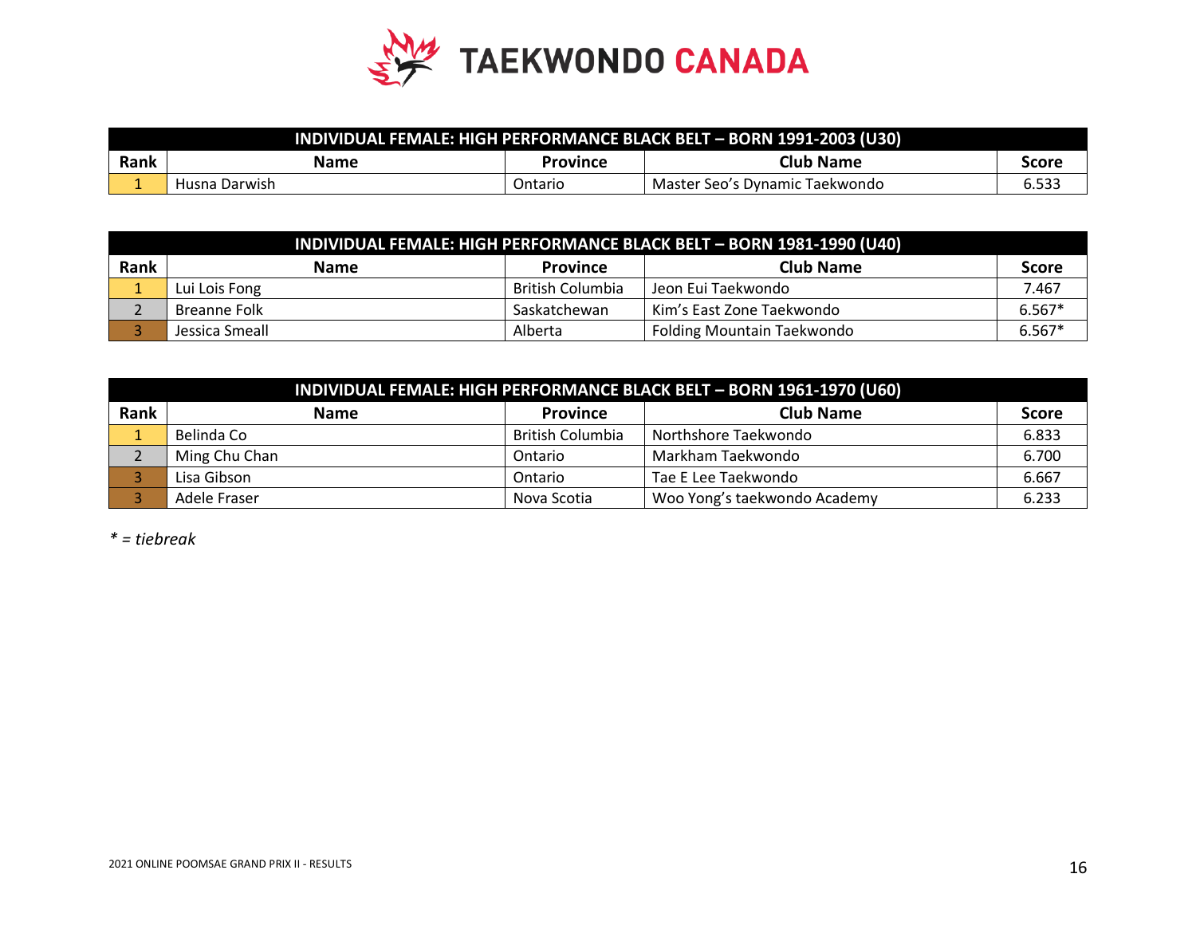# TAEKWONDO CANADA

| INDIVIDUAL FEMALE: HIGH PERFORMANCE BLACK BELT – BORN 1991-2003 (U30) | | | | |
|---|---|---|---|---|
| **Rank** | **Name** | **Province** | **Club Name** | **Score** |
| 1 | Husna Darwish | Ontario | Master Seo's Dynamic Taekwondo | 6.533 |

| INDIVIDUAL FEMALE: HIGH PERFORMANCE BLACK BELT – BORN 1981-1990 (U40) | | | | |
|---|---|---|---|---|
| **Rank** | **Name** | **Province** | **Club Name** | **Score** |
| 1 | Lui Lois Fong | British Columbia | Jeon Eui Taekwondo | 7.467 |
| 2 | Breanne Folk | Saskatchewan | Kim's East Zone Taekwondo | 6.567* |
| 3 | Jessica Smeall | Alberta | Folding Mountain Taekwondo | 6.567* |

| INDIVIDUAL FEMALE: HIGH PERFORMANCE BLACK BELT – BORN 1961-1970 (U60) | | | | |
|---|---|---|---|---|
| **Rank** | **Name** | **Province** | **Club Name** | **Score** |
| 1 | Belinda Co | British Columbia | Northshore Taekwondo | 6.833 |
| 2 | Ming Chu Chan | Ontario | Markham Taekwondo | 6.700 |
| 3 | Lisa Gibson | Ontario | Tae E Lee Taekwondo | 6.667 |
| 3 | Adele Fraser | Nova Scotia | Woo Yong's taekwondo Academy | 6.233 |

*\* = tiebreak*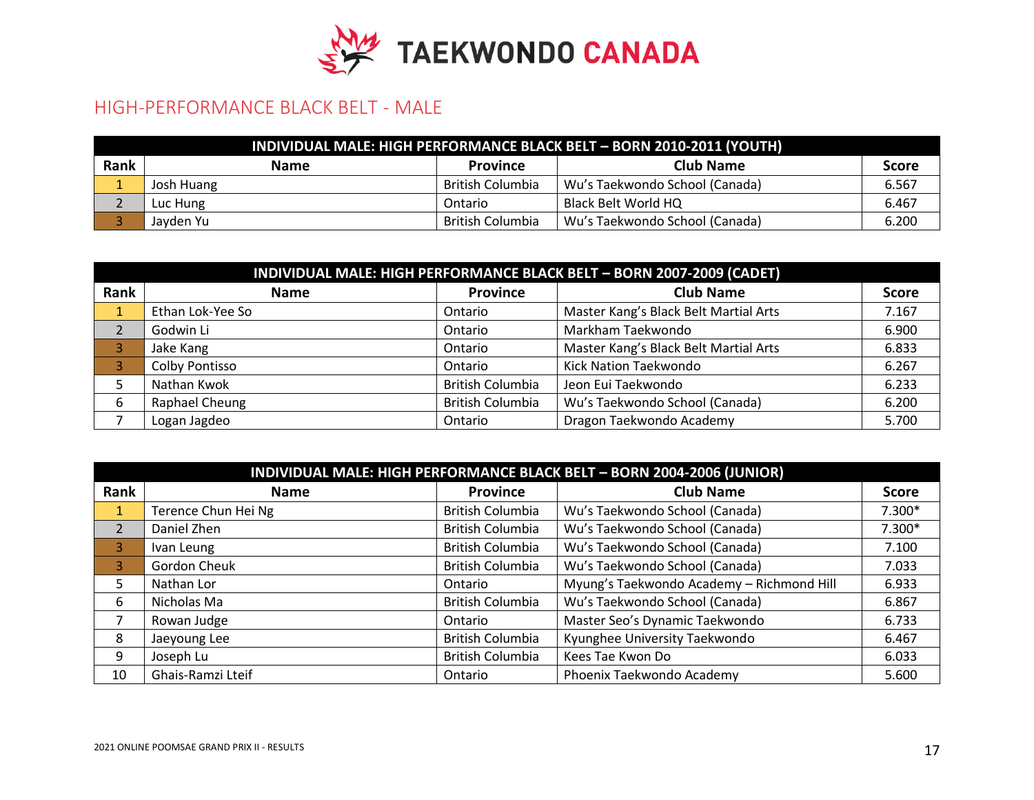TAEKWONDO CANADA

## HIGH-PERFORMANCE BLACK BELT - MALE

| INDIVIDUAL MALE: HIGH PERFORMANCE BLACK BELT – BORN 2010-2011 (YOUTH) | | | | |
|---|---|---|---|---|
| **Rank** | **Name** | **Province** | **Club Name** | **Score** |
| 1 | Josh Huang | British Columbia | Wu's Taekwondo School (Canada) | 6.567 |
| 2 | Luc Hung | Ontario | Black Belt World HQ | 6.467 |
| 3 | Jayden Yu | British Columbia | Wu's Taekwondo School (Canada) | 6.200 |

| INDIVIDUAL MALE: HIGH PERFORMANCE BLACK BELT – BORN 2007-2009 (CADET) | | | | |
|---|---|---|---|---|
| **Rank** | **Name** | **Province** | **Club Name** | **Score** |
| 1 | Ethan Lok-Yee So | Ontario | Master Kang's Black Belt Martial Arts | 7.167 |
| 2 | Godwin Li | Ontario | Markham Taekwondo | 6.900 |
| 3 | Jake Kang | Ontario | Master Kang's Black Belt Martial Arts | 6.833 |
| 3 | Colby Pontisso | Ontario | Kick Nation Taekwondo | 6.267 |
| 5 | Nathan Kwok | British Columbia | Jeon Eui Taekwondo | 6.233 |
| 6 | Raphael Cheung | British Columbia | Wu's Taekwondo School (Canada) | 6.200 |
| 7 | Logan Jagdeo | Ontario | Dragon Taekwondo Academy | 5.700 |

| INDIVIDUAL MALE: HIGH PERFORMANCE BLACK BELT – BORN 2004-2006 (JUNIOR) | | | | |
|---|---|---|---|---|
| **Rank** | **Name** | **Province** | **Club Name** | **Score** |
| 1 | Terence Chun Hei Ng | British Columbia | Wu's Taekwondo School (Canada) | 7.300* |
| 2 | Daniel Zhen | British Columbia | Wu's Taekwondo School (Canada) | 7.300* |
| 3 | Ivan Leung | British Columbia | Wu's Taekwondo School (Canada) | 7.100 |
| 3 | Gordon Cheuk | British Columbia | Wu's Taekwondo School (Canada) | 7.033 |
| 5 | Nathan Lor | Ontario | Myung's Taekwondo Academy – Richmond Hill | 6.933 |
| 6 | Nicholas Ma | British Columbia | Wu's Taekwondo School (Canada) | 6.867 |
| 7 | Rowan Judge | Ontario | Master Seo's Dynamic Taekwondo | 6.733 |
| 8 | Jaeyoung Lee | British Columbia | Kyunghee University Taekwondo | 6.467 |
| 9 | Joseph Lu | British Columbia | Kees Tae Kwon Do | 6.033 |
| 10 | Ghais-Ramzi Lteif | Ontario | Phoenix Taekwondo Academy | 5.600 |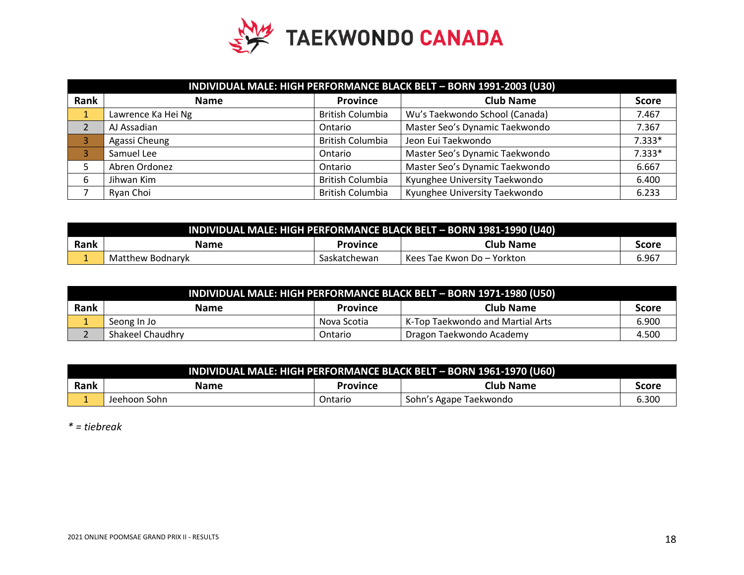**TAEKWONDO CANADA**

| INDIVIDUAL MALE: HIGH PERFORMANCE BLACK BELT – BORN 1991-2003 (U30) | | | | |
|---|---|---|---|---|
| **Rank** | **Name** | **Province** | **Club Name** | **Score** |
| 1 | Lawrence Ka Hei Ng | British Columbia | Wu's Taekwondo School (Canada) | 7.467 |
| 2 | AJ Assadian | Ontario | Master Seo's Dynamic Taekwondo | 7.367 |
| 3 | Agassi Cheung | British Columbia | Jeon Eui Taekwondo | 7.333* |
| 3 | Samuel Lee | Ontario | Master Seo's Dynamic Taekwondo | 7.333* |
| 5 | Abren Ordonez | Ontario | Master Seo's Dynamic Taekwondo | 6.667 |
| 6 | Jihwan Kim | British Columbia | Kyunghee University Taekwondo | 6.400 |
| 7 | Ryan Choi | British Columbia | Kyunghee University Taekwondo | 6.233 |

| INDIVIDUAL MALE: HIGH PERFORMANCE BLACK BELT – BORN 1981-1990 (U40) | | | | |
|---|---|---|---|---|
| **Rank** | **Name** | **Province** | **Club Name** | **Score** |
| 1 | Matthew Bodnaryk | Saskatchewan | Kees Tae Kwon Do – Yorkton | 6.967 |

| INDIVIDUAL MALE: HIGH PERFORMANCE BLACK BELT – BORN 1971-1980 (U50) | | | | |
|---|---|---|---|---|
| **Rank** | **Name** | **Province** | **Club Name** | **Score** |
| 1 | Seong In Jo | Nova Scotia | K-Top Taekwondo and Martial Arts | 6.900 |
| 2 | Shakeel Chaudhry | Ontario | Dragon Taekwondo Academy | 4.500 |

| INDIVIDUAL MALE: HIGH PERFORMANCE BLACK BELT – BORN 1961-1970 (U60) | | | | |
|---|---|---|---|---|
| **Rank** | **Name** | **Province** | **Club Name** | **Score** |
| 1 | Jeehoon Sohn | Ontario | Sohn's Agape Taekwondo | 6.300 |

*\* = tiebreak*